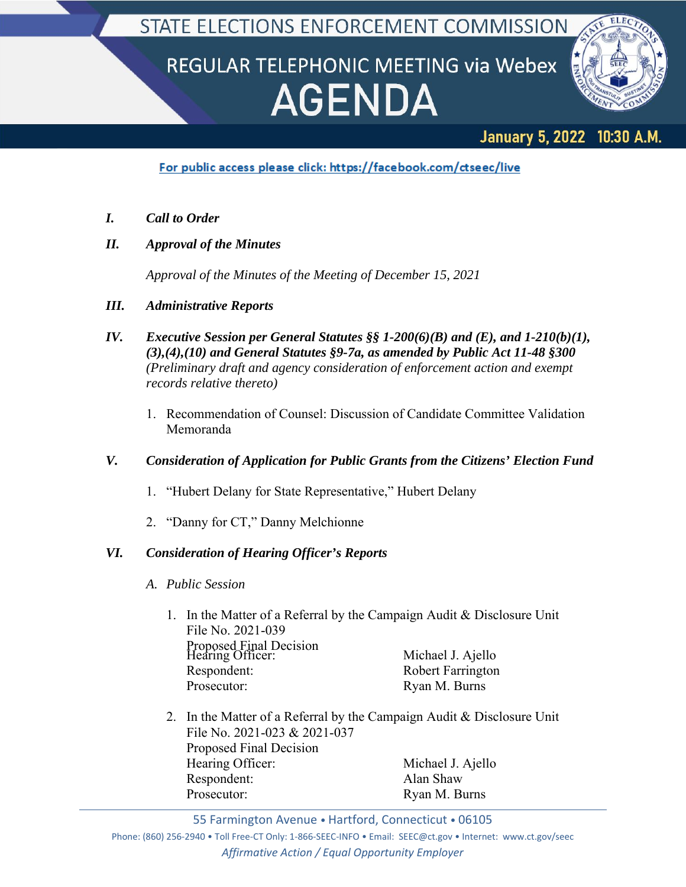# STATE ELECTIONS ENFORCEMENT COMMISSION

## REGULAR TELEPHONIC MEETING via Webex

# AGENDA

**January 5, 2022 10:30 A.M.**

For public access please click: https://facebook.com/ctseec/live

***I. Call to Order***

***II. Approval of the Minutes***

*Approval of the Minutes of the Meeting of December 15, 2021*

***III. Administrative Reports***

***IV. Executive Session per General Statutes §§ 1-200(6)(B) and (E), and 1-210(b)(1), (3),(4),(10) and General Statutes §9-7a, as amended by Public Act 11-48 §300*** *(Preliminary draft and agency consideration of enforcement action and exempt records relative thereto)*

1. Recommendation of Counsel: Discussion of Candidate Committee Validation Memoranda

***V. Consideration of Application for Public Grants from the Citizens' Election Fund***

1. "Hubert Delany for State Representative," Hubert Delany
2. "Danny for CT," Danny Melchionne

***VI. Consideration of Hearing Officer's Reports***

*A. Public Session*

1. In the Matter of a Referral by the Campaign Audit & Disclosure Unit
   File No. 2021-039
   Proposed Final Decision
   Hearing Officer: Michael J. Ajello
   Respondent: Robert Farrington
   Prosecutor: Ryan M. Burns

2. In the Matter of a Referral by the Campaign Audit & Disclosure Unit
   File No. 2021-023 & 2021-037
   Proposed Final Decision
   Hearing Officer: Michael J. Ajello
   Respondent: Alan Shaw
   Prosecutor: Ryan M. Burns

55 Farmington Avenue • Hartford, Connecticut • 06105

Phone: (860) 256-2940 • Toll Free-CT Only: 1-866-SEEC-INFO • Email: SEEC@ct.gov • Internet: www.ct.gov/seec

*Affirmative Action / Equal Opportunity Employer*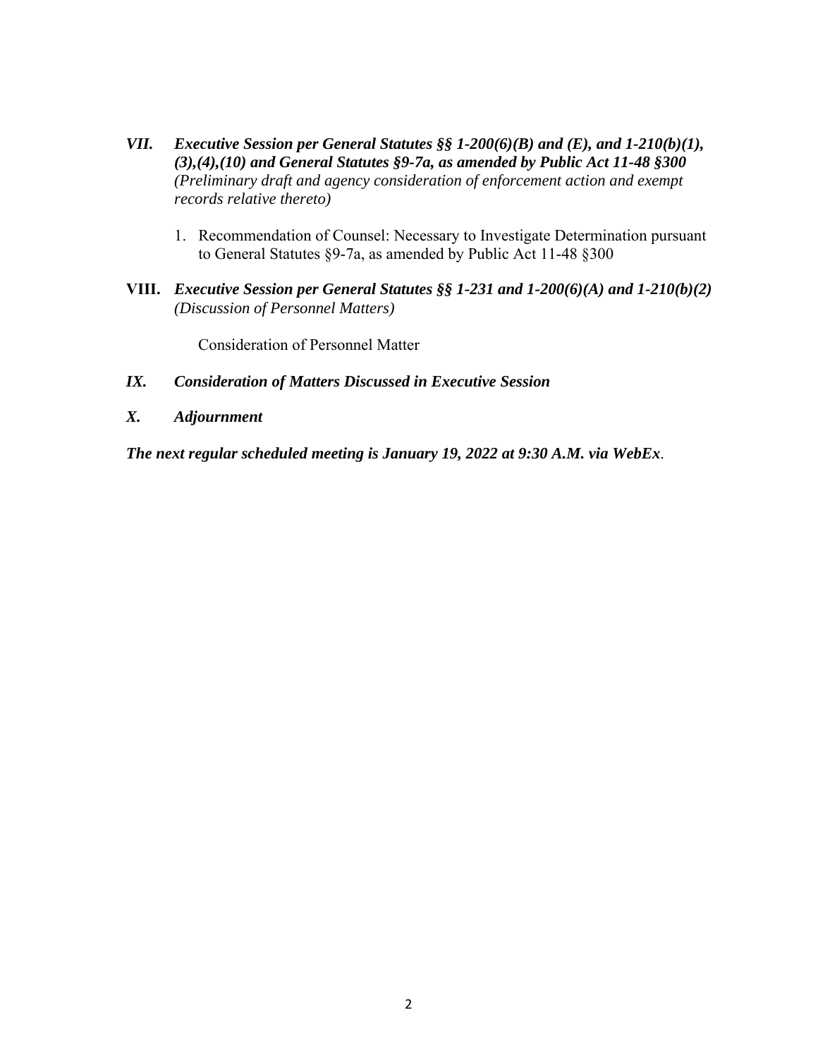***VII. Executive Session per General Statutes §§ 1-200(6)(B) and (E), and 1-210(b)(1), (3),(4),(10) and General Statutes §9-7a, as amended by Public Act 11-48 §300*** *(Preliminary draft and agency consideration of enforcement action and exempt records relative thereto)*

1. Recommendation of Counsel: Necessary to Investigate Determination pursuant to General Statutes §9-7a, as amended by Public Act 11-48 §300

**VIII.** ***Executive Session per General Statutes §§ 1-231 and 1-200(6)(A) and 1-210(b)(2)*** *(Discussion of Personnel Matters)*

Consideration of Personnel Matter

***IX. Consideration of Matters Discussed in Executive Session***

***X. Adjournment***

***The next regular scheduled meeting is January 19, 2022 at 9:30 A.M. via WebEx.***